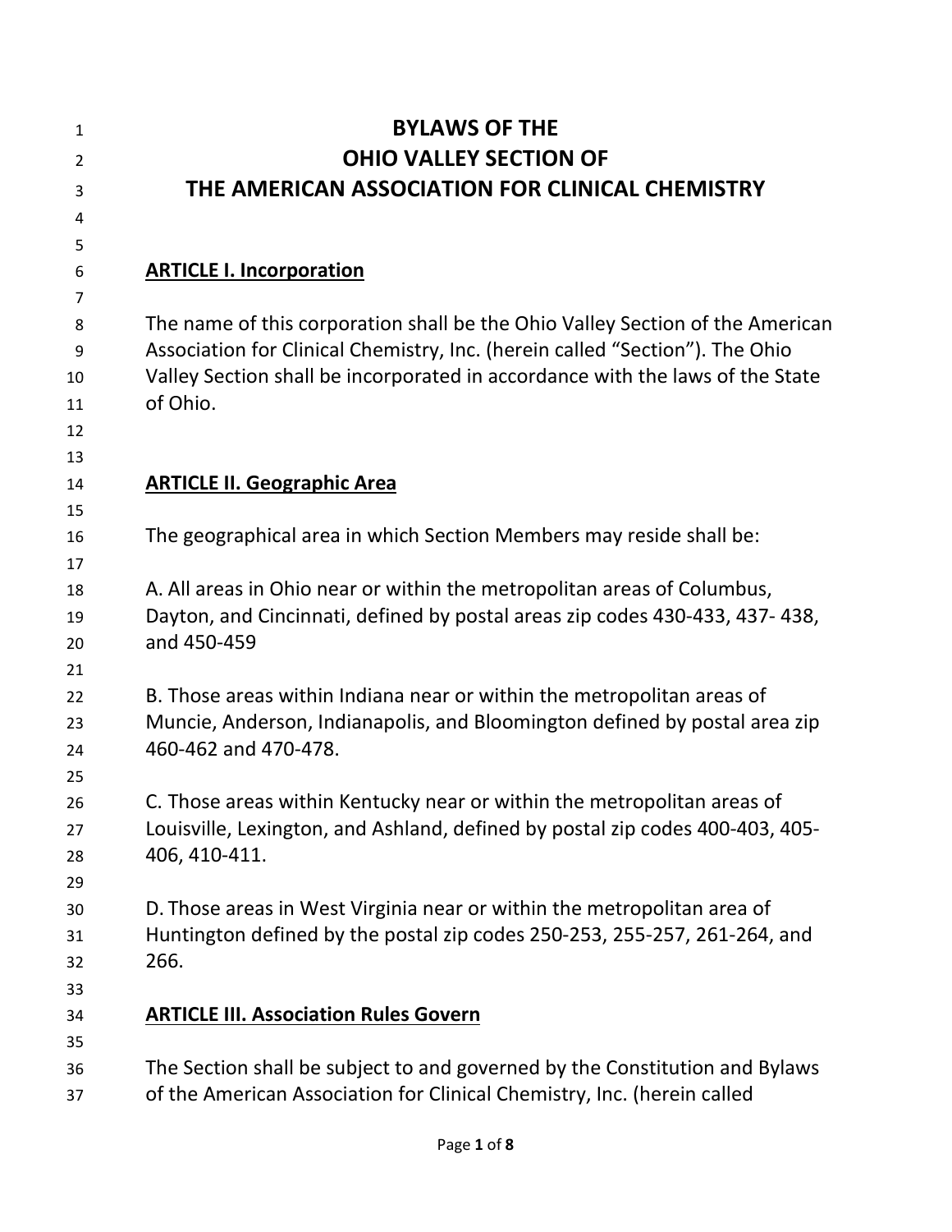# BYLAWS OF THE OHIO VALLEY SECTION OF THE AMERICAN ASSOCIATION FOR CLINICAL CHEMISTRY

## ARTICLE I. Incorporation

The name of this corporation shall be the Ohio Valley Section of the American Association for Clinical Chemistry, Inc. (herein called "Section"). The Ohio Valley Section shall be incorporated in accordance with the laws of the State of Ohio.

## ARTICLE II. Geographic Area

The geographical area in which Section Members may reside shall be:

A. All areas in Ohio near or within the metropolitan areas of Columbus, Dayton, and Cincinnati, defined by postal areas zip codes 430-433, 437- 438, and 450-459

B. Those areas within Indiana near or within the metropolitan areas of Muncie, Anderson, Indianapolis, and Bloomington defined by postal area zip 460-462 and 470-478.

C. Those areas within Kentucky near or within the metropolitan areas of Louisville, Lexington, and Ashland, defined by postal zip codes 400-403, 405-406, 410-411.

D. Those areas in West Virginia near or within the metropolitan area of Huntington defined by the postal zip codes 250-253, 255-257, 261-264, and 266.

## ARTICLE III. Association Rules Govern

The Section shall be subject to and governed by the Constitution and Bylaws of the American Association for Clinical Chemistry, Inc. (herein called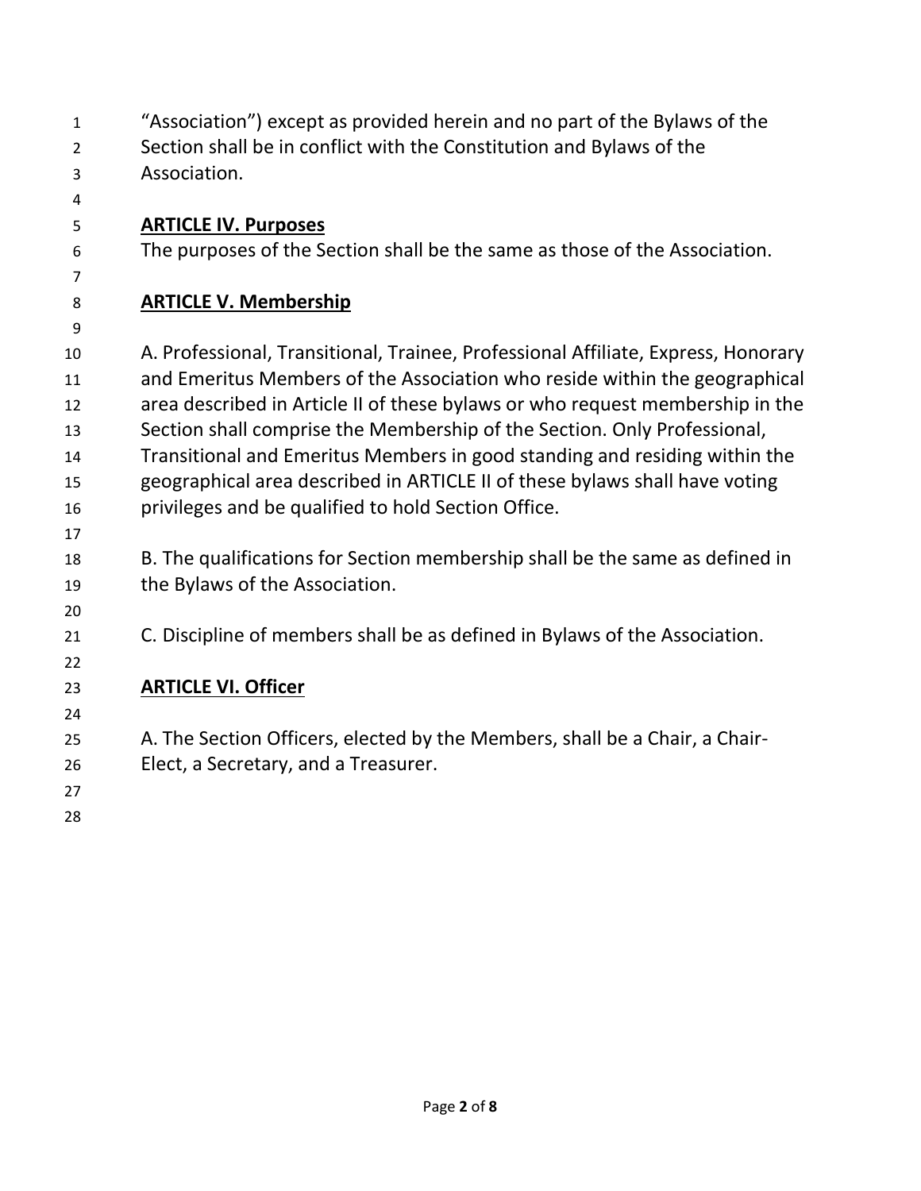"Association") except as provided herein and no part of the Bylaws of the Section shall be in conflict with the Constitution and Bylaws of the Association.

## ARTICLE IV. Purposes

The purposes of the Section shall be the same as those of the Association.

## ARTICLE V. Membership

A. Professional, Transitional, Trainee, Professional Affiliate, Express, Honorary and Emeritus Members of the Association who reside within the geographical area described in Article II of these bylaws or who request membership in the Section shall comprise the Membership of the Section. Only Professional, Transitional and Emeritus Members in good standing and residing within the geographical area described in ARTICLE II of these bylaws shall have voting privileges and be qualified to hold Section Office.

B. The qualifications for Section membership shall be the same as defined in the Bylaws of the Association.

C. Discipline of members shall be as defined in Bylaws of the Association.

## ARTICLE VI. Officer

A. The Section Officers, elected by the Members, shall be a Chair, a Chair-Elect, a Secretary, and a Treasurer.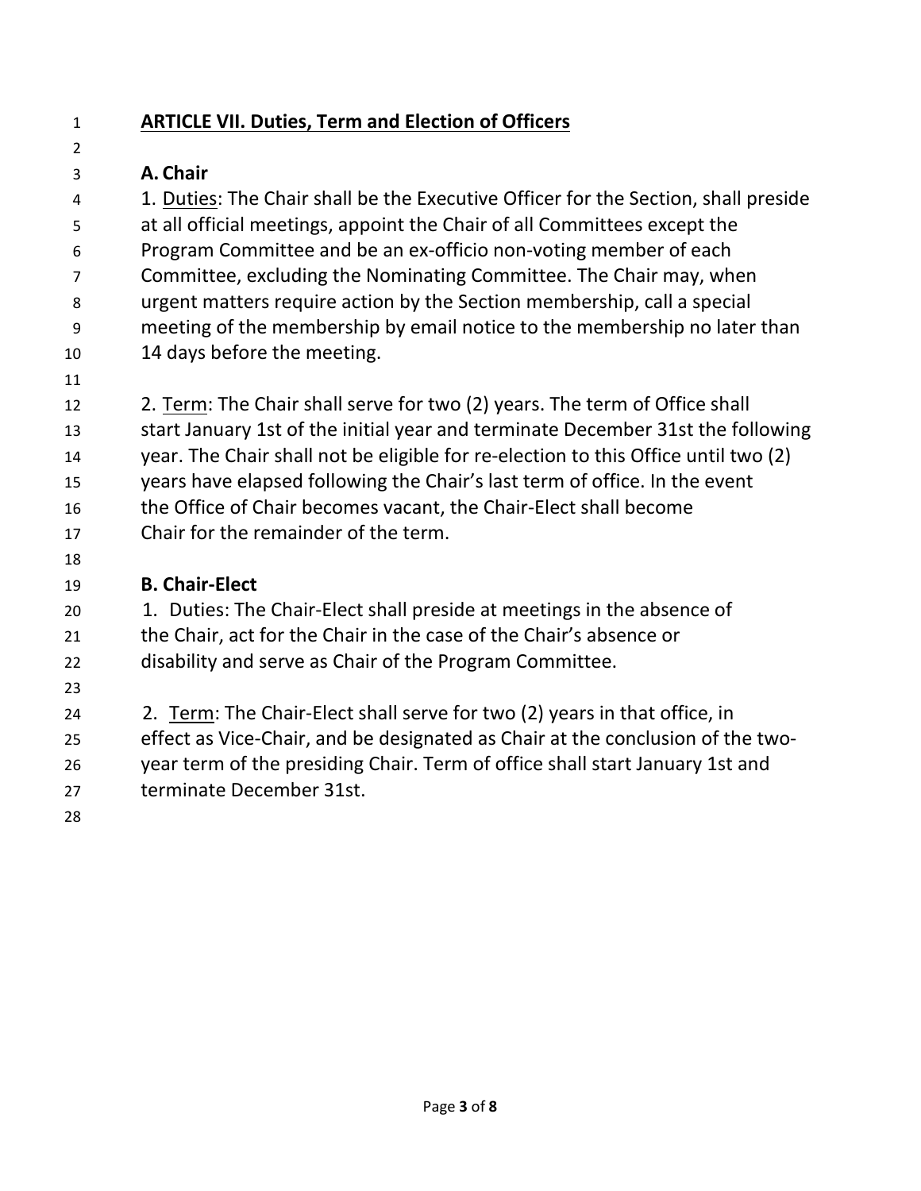## **ARTICLE VII. Duties, Term and Election of Officers**

### **A. Chair**

1. Duties: The Chair shall be the Executive Officer for the Section, shall preside at all official meetings, appoint the Chair of all Committees except the Program Committee and be an ex-officio non-voting member of each Committee, excluding the Nominating Committee. The Chair may, when urgent matters require action by the Section membership, call a special meeting of the membership by email notice to the membership no later than 14 days before the meeting.

2. Term: The Chair shall serve for two (2) years. The term of Office shall start January 1st of the initial year and terminate December 31st the following year. The Chair shall not be eligible for re-election to this Office until two (2) years have elapsed following the Chair's last term of office. In the event the Office of Chair becomes vacant, the Chair-Elect shall become Chair for the remainder of the term.

### **B. Chair-Elect**

1. Duties: The Chair-Elect shall preside at meetings in the absence of the Chair, act for the Chair in the case of the Chair's absence or disability and serve as Chair of the Program Committee.

2. Term: The Chair-Elect shall serve for two (2) years in that office, in effect as Vice-Chair, and be designated as Chair at the conclusion of the two-year term of the presiding Chair. Term of office shall start January 1st and terminate December 31st.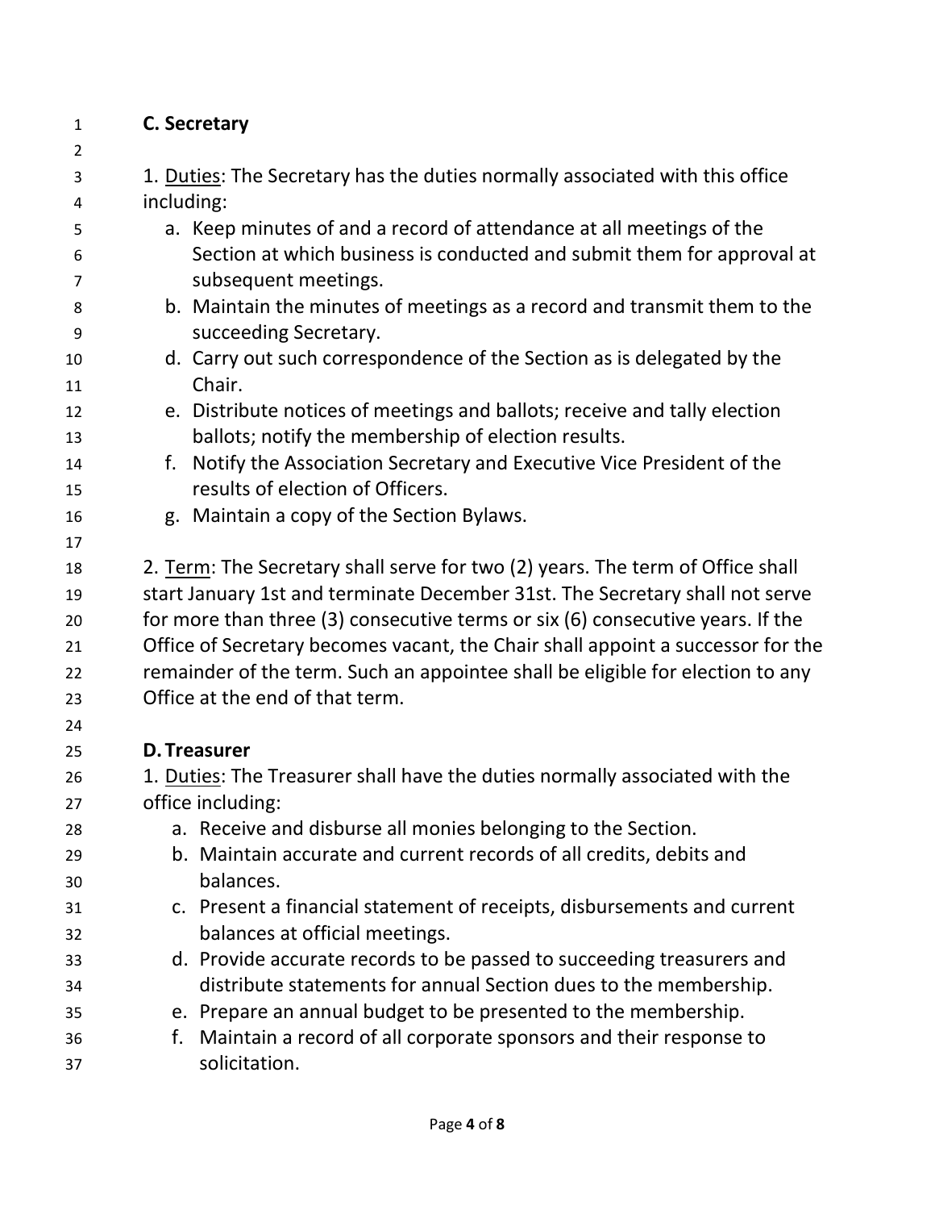**C. Secretary**

1. Duties: The Secretary has the duties normally associated with this office including:

   a. Keep minutes of and a record of attendance at all meetings of the Section at which business is conducted and submit them for approval at subsequent meetings.

   b. Maintain the minutes of meetings as a record and transmit them to the succeeding Secretary.

   d. Carry out such correspondence of the Section as is delegated by the Chair.

   e. Distribute notices of meetings and ballots; receive and tally election ballots; notify the membership of election results.

   f. Notify the Association Secretary and Executive Vice President of the results of election of Officers.

   g. Maintain a copy of the Section Bylaws.

2. Term: The Secretary shall serve for two (2) years. The term of Office shall start January 1st and terminate December 31st. The Secretary shall not serve for more than three (3) consecutive terms or six (6) consecutive years. If the Office of Secretary becomes vacant, the Chair shall appoint a successor for the remainder of the term. Such an appointee shall be eligible for election to any Office at the end of that term.

**D. Treasurer**

1. Duties: The Treasurer shall have the duties normally associated with the office including:

   a. Receive and disburse all monies belonging to the Section.

   b. Maintain accurate and current records of all credits, debits and balances.

   c. Present a financial statement of receipts, disbursements and current balances at official meetings.

   d. Provide accurate records to be passed to succeeding treasurers and distribute statements for annual Section dues to the membership.

   e. Prepare an annual budget to be presented to the membership.

   f. Maintain a record of all corporate sponsors and their response to solicitation.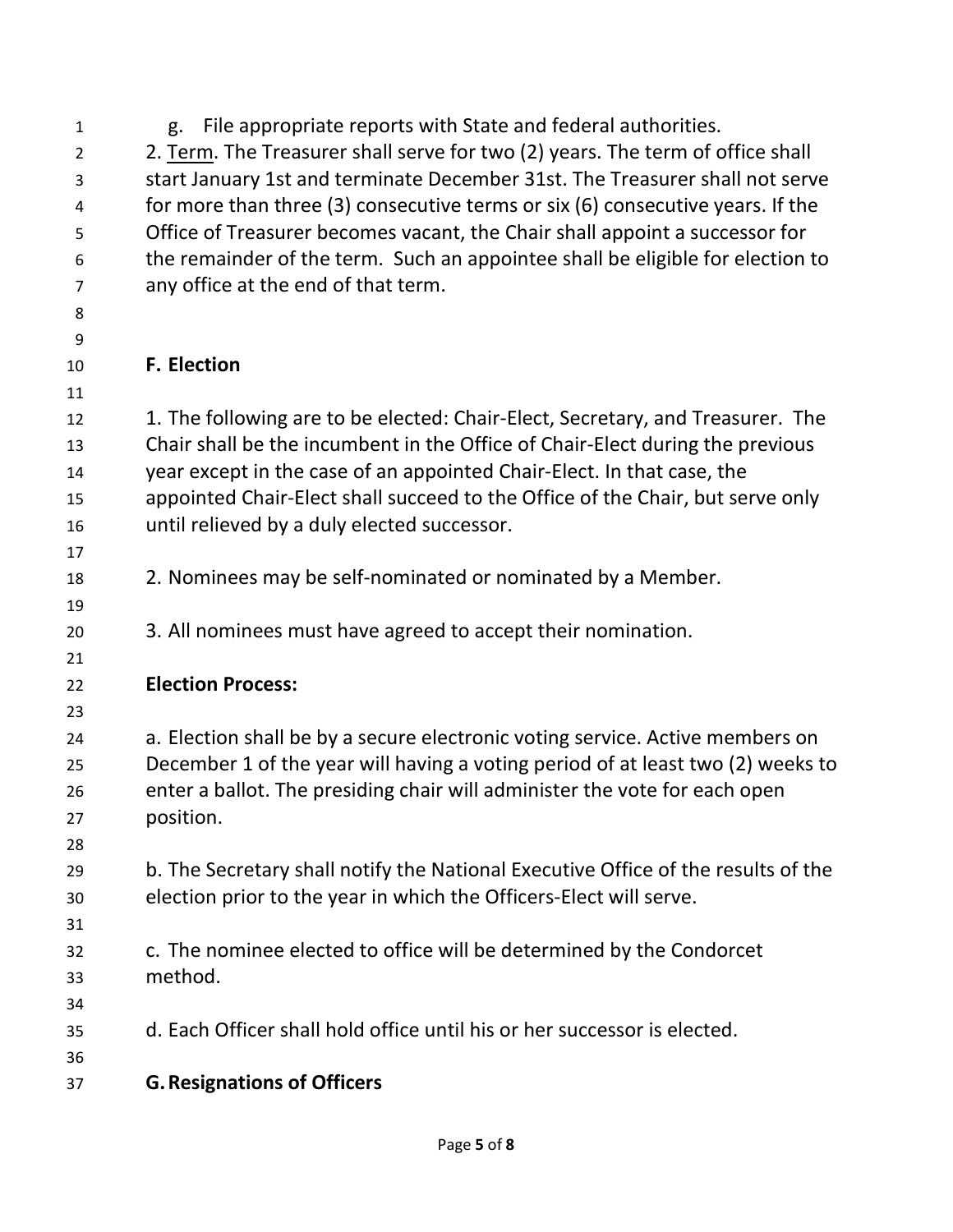g. File appropriate reports with State and federal authorities.

2. Term. The Treasurer shall serve for two (2) years. The term of office shall start January 1st and terminate December 31st. The Treasurer shall not serve for more than three (3) consecutive terms or six (6) consecutive years. If the Office of Treasurer becomes vacant, the Chair shall appoint a successor for the remainder of the term. Such an appointee shall be eligible for election to any office at the end of that term.

## F. Election

1. The following are to be elected: Chair-Elect, Secretary, and Treasurer. The Chair shall be the incumbent in the Office of Chair-Elect during the previous year except in the case of an appointed Chair-Elect. In that case, the appointed Chair-Elect shall succeed to the Office of the Chair, but serve only until relieved by a duly elected successor.

2. Nominees may be self-nominated or nominated by a Member.

3. All nominees must have agreed to accept their nomination.

**Election Process:**

a. Election shall be by a secure electronic voting service. Active members on December 1 of the year will having a voting period of at least two (2) weeks to enter a ballot. The presiding chair will administer the vote for each open position.

b. The Secretary shall notify the National Executive Office of the results of the election prior to the year in which the Officers-Elect will serve.

c. The nominee elected to office will be determined by the Condorcet method.

d. Each Officer shall hold office until his or her successor is elected.

## G. Resignations of Officers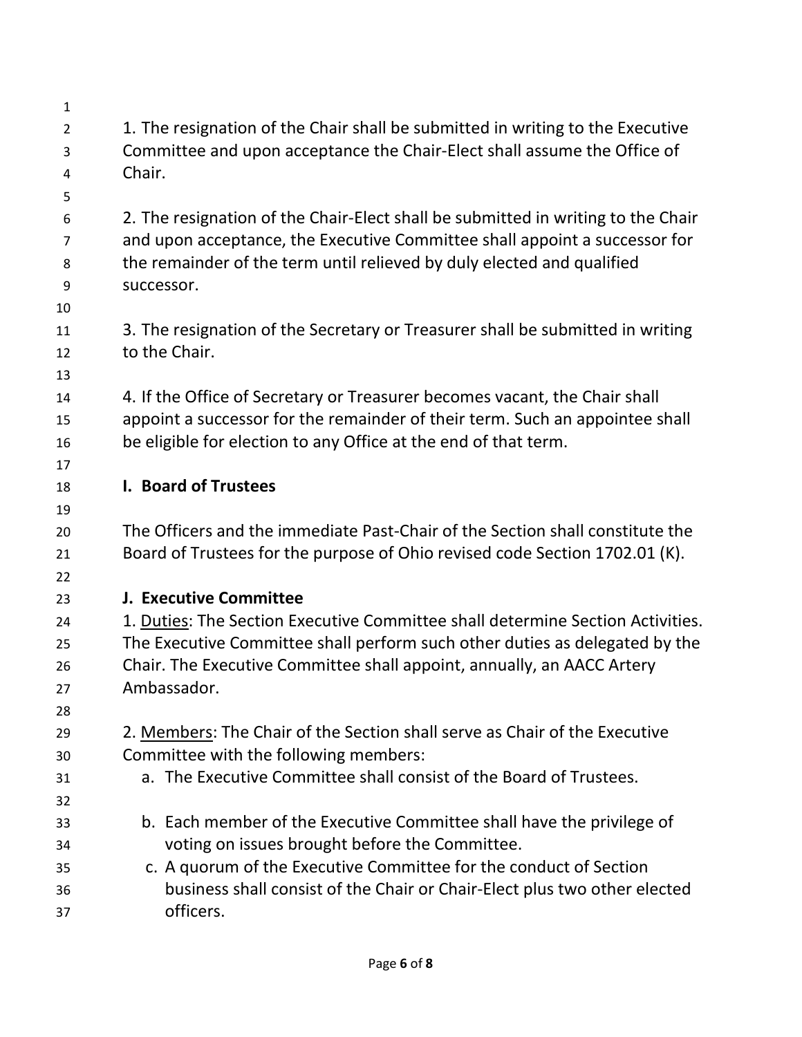1. The resignation of the Chair shall be submitted in writing to the Executive Committee and upon acceptance the Chair-Elect shall assume the Office of Chair.

2. The resignation of the Chair-Elect shall be submitted in writing to the Chair and upon acceptance, the Executive Committee shall appoint a successor for the remainder of the term until relieved by duly elected and qualified successor.

3. The resignation of the Secretary or Treasurer shall be submitted in writing to the Chair.

4. If the Office of Secretary or Treasurer becomes vacant, the Chair shall appoint a successor for the remainder of their term. Such an appointee shall be eligible for election to any Office at the end of that term.

**I. Board of Trustees**

The Officers and the immediate Past-Chair of the Section shall constitute the Board of Trustees for the purpose of Ohio revised code Section 1702.01 (K).

**J. Executive Committee**

1. Duties: The Section Executive Committee shall determine Section Activities. The Executive Committee shall perform such other duties as delegated by the Chair. The Executive Committee shall appoint, annually, an AACC Artery Ambassador.

2. Members: The Chair of the Section shall serve as Chair of the Executive Committee with the following members:

   a. The Executive Committee shall consist of the Board of Trustees.

   b. Each member of the Executive Committee shall have the privilege of voting on issues brought before the Committee.

   c. A quorum of the Executive Committee for the conduct of Section business shall consist of the Chair or Chair-Elect plus two other elected officers.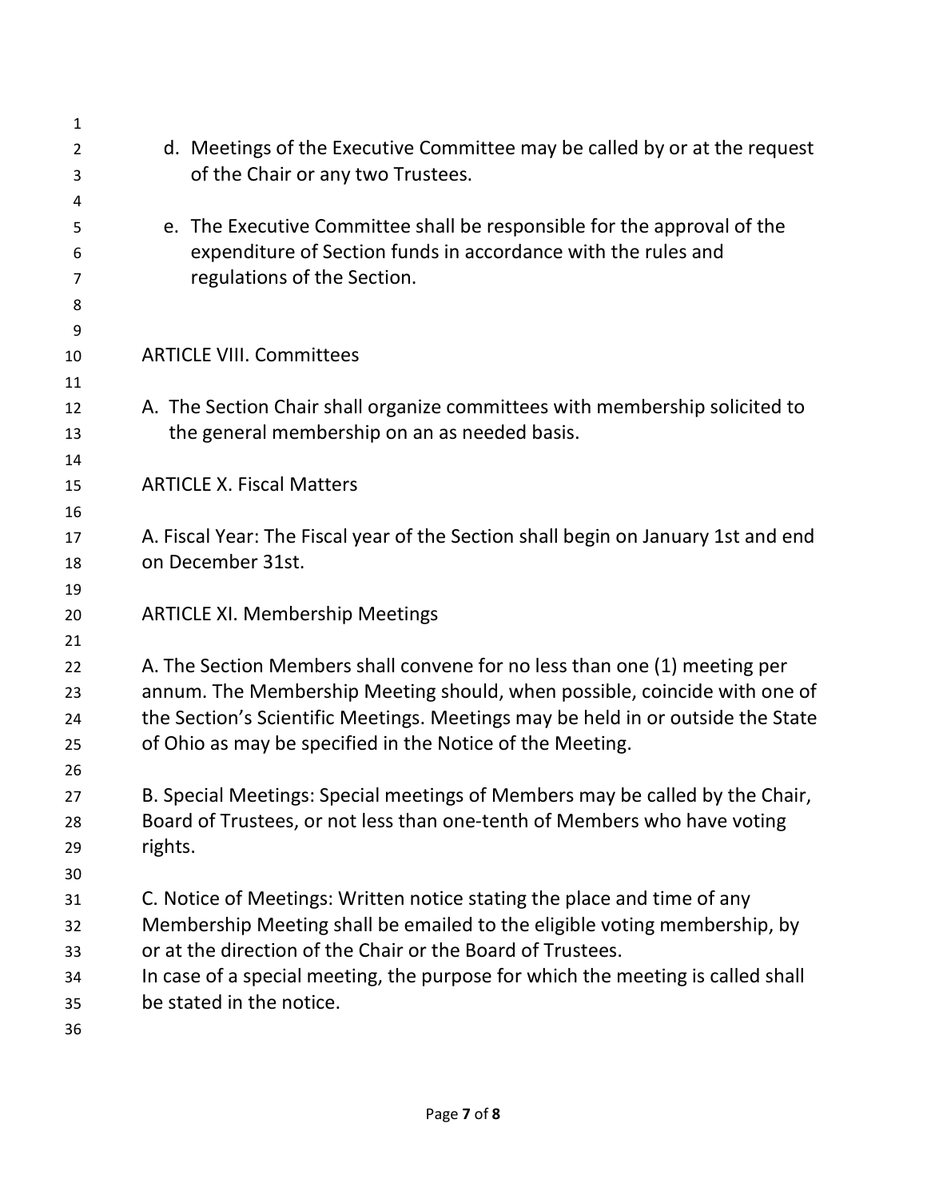d. Meetings of the Executive Committee may be called by or at the request of the Chair or any two Trustees.

e. The Executive Committee shall be responsible for the approval of the expenditure of Section funds in accordance with the rules and regulations of the Section.

## ARTICLE VIII. Committees

A. The Section Chair shall organize committees with membership solicited to the general membership on an as needed basis.

## ARTICLE X. Fiscal Matters

A. Fiscal Year: The Fiscal year of the Section shall begin on January 1st and end on December 31st.

## ARTICLE XI. Membership Meetings

A. The Section Members shall convene for no less than one (1) meeting per annum. The Membership Meeting should, when possible, coincide with one of the Section's Scientific Meetings. Meetings may be held in or outside the State of Ohio as may be specified in the Notice of the Meeting.

B. Special Meetings: Special meetings of Members may be called by the Chair, Board of Trustees, or not less than one-tenth of Members who have voting rights.

C. Notice of Meetings: Written notice stating the place and time of any Membership Meeting shall be emailed to the eligible voting membership, by or at the direction of the Chair or the Board of Trustees.
In case of a special meeting, the purpose for which the meeting is called shall be stated in the notice.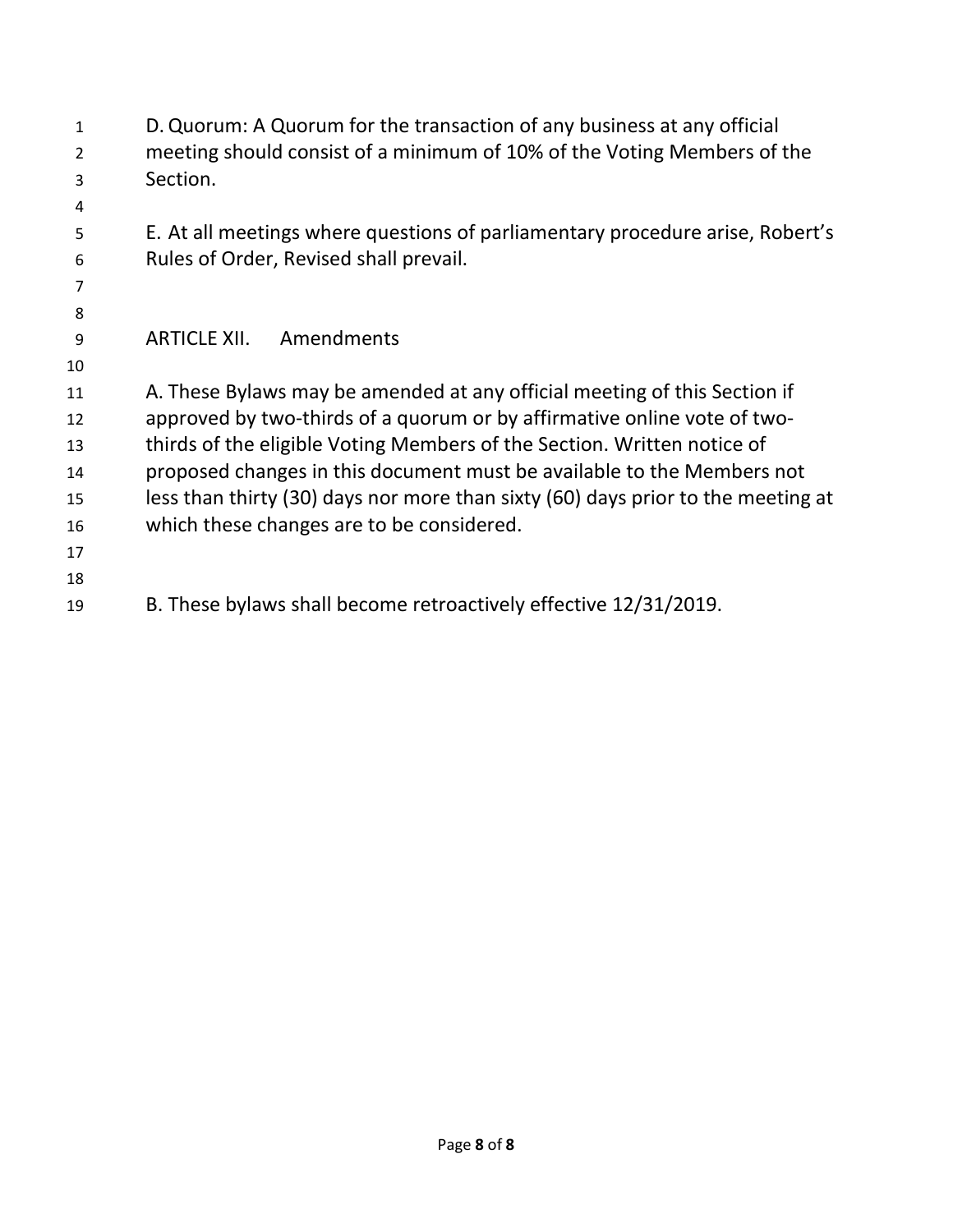D. Quorum: A Quorum for the transaction of any business at any official meeting should consist of a minimum of 10% of the Voting Members of the Section.

E. At all meetings where questions of parliamentary procedure arise, Robert's Rules of Order, Revised shall prevail.

## ARTICLE XII. Amendments

A. These Bylaws may be amended at any official meeting of this Section if approved by two-thirds of a quorum or by affirmative online vote of two-thirds of the eligible Voting Members of the Section. Written notice of proposed changes in this document must be available to the Members not less than thirty (30) days nor more than sixty (60) days prior to the meeting at which these changes are to be considered.

B. These bylaws shall become retroactively effective 12/31/2019.